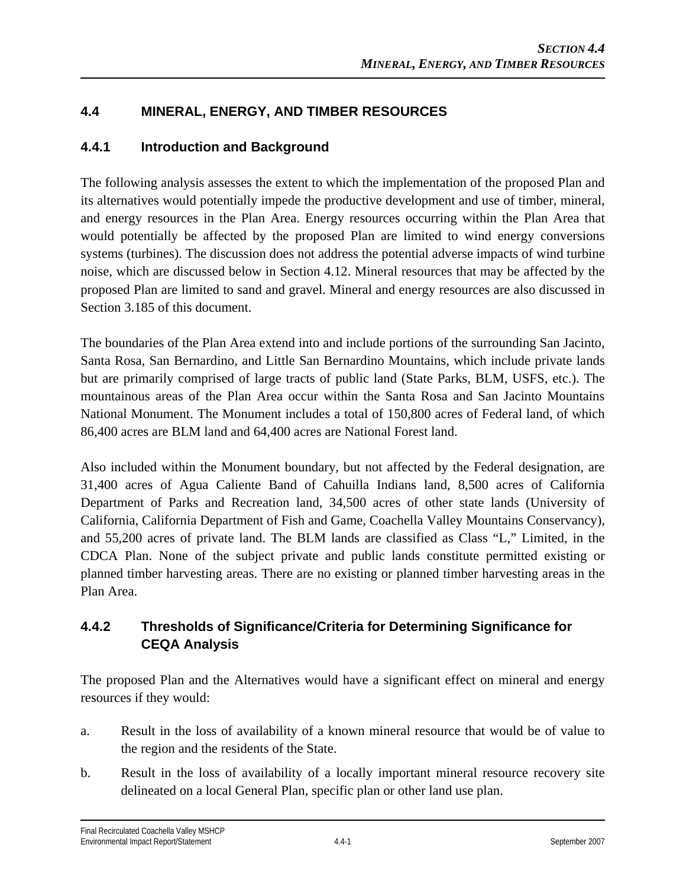## 4.4 MINERAL, ENERGY, AND TIMBER RESOURCES

### 4.4.1 Introduction and Background

The following analysis assesses the extent to which the implementation of the proposed Plan and its alternatives would potentially impede the productive development and use of timber, mineral, and energy resources in the Plan Area. Energy resources occurring within the Plan Area that would potentially be affected by the proposed Plan are limited to wind energy conversions systems (turbines). The discussion does not address the potential adverse impacts of wind turbine noise, which are discussed below in Section 4.12. Mineral resources that may be affected by the proposed Plan are limited to sand and gravel. Mineral and energy resources are also discussed in Section 3.185 of this document.

The boundaries of the Plan Area extend into and include portions of the surrounding San Jacinto, Santa Rosa, San Bernardino, and Little San Bernardino Mountains, which include private lands but are primarily comprised of large tracts of public land (State Parks, BLM, USFS, etc.). The mountainous areas of the Plan Area occur within the Santa Rosa and San Jacinto Mountains National Monument. The Monument includes a total of 150,800 acres of Federal land, of which 86,400 acres are BLM land and 64,400 acres are National Forest land.

Also included within the Monument boundary, but not affected by the Federal designation, are 31,400 acres of Agua Caliente Band of Cahuilla Indians land, 8,500 acres of California Department of Parks and Recreation land, 34,500 acres of other state lands (University of California, California Department of Fish and Game, Coachella Valley Mountains Conservancy), and 55,200 acres of private land. The BLM lands are classified as Class "L," Limited, in the CDCA Plan. None of the subject private and public lands constitute permitted existing or planned timber harvesting areas. There are no existing or planned timber harvesting areas in the Plan Area.

### 4.4.2 Thresholds of Significance/Criteria for Determining Significance for CEQA Analysis

The proposed Plan and the Alternatives would have a significant effect on mineral and energy resources if they would:

a. Result in the loss of availability of a known mineral resource that would be of value to the region and the residents of the State.

b. Result in the loss of availability of a locally important mineral resource recovery site delineated on a local General Plan, specific plan or other land use plan.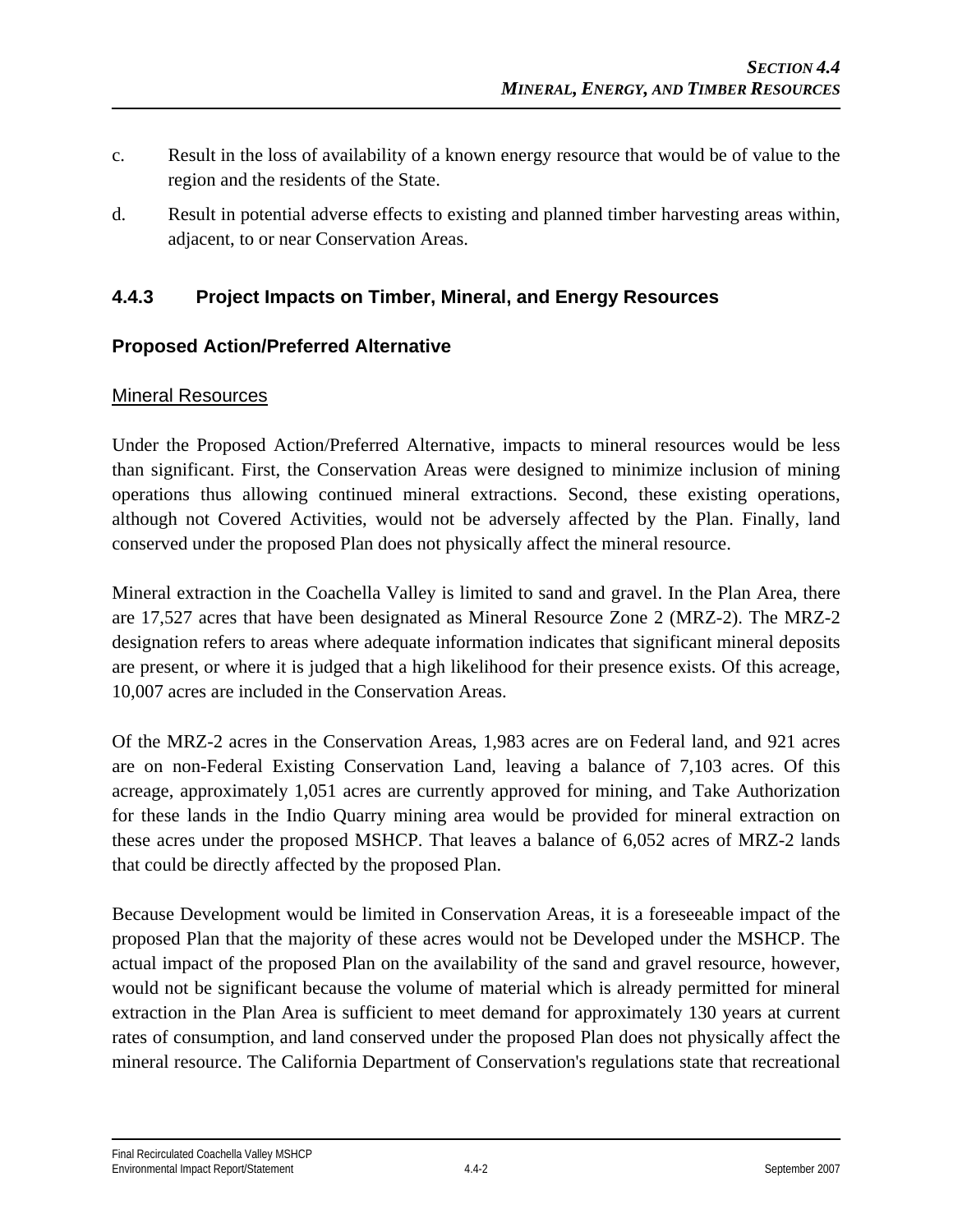c. Result in the loss of availability of a known energy resource that would be of value to the region and the residents of the State.

d. Result in potential adverse effects to existing and planned timber harvesting areas within, adjacent, to or near Conservation Areas.

### 4.4.3 Project Impacts on Timber, Mineral, and Energy Resources

### Proposed Action/Preferred Alternative

Mineral Resources

Under the Proposed Action/Preferred Alternative, impacts to mineral resources would be less than significant. First, the Conservation Areas were designed to minimize inclusion of mining operations thus allowing continued mineral extractions. Second, these existing operations, although not Covered Activities, would not be adversely affected by the Plan. Finally, land conserved under the proposed Plan does not physically affect the mineral resource.

Mineral extraction in the Coachella Valley is limited to sand and gravel. In the Plan Area, there are 17,527 acres that have been designated as Mineral Resource Zone 2 (MRZ-2). The MRZ-2 designation refers to areas where adequate information indicates that significant mineral deposits are present, or where it is judged that a high likelihood for their presence exists. Of this acreage, 10,007 acres are included in the Conservation Areas.

Of the MRZ-2 acres in the Conservation Areas, 1,983 acres are on Federal land, and 921 acres are on non-Federal Existing Conservation Land, leaving a balance of 7,103 acres. Of this acreage, approximately 1,051 acres are currently approved for mining, and Take Authorization for these lands in the Indio Quarry mining area would be provided for mineral extraction on these acres under the proposed MSHCP. That leaves a balance of 6,052 acres of MRZ-2 lands that could be directly affected by the proposed Plan.

Because Development would be limited in Conservation Areas, it is a foreseeable impact of the proposed Plan that the majority of these acres would not be Developed under the MSHCP. The actual impact of the proposed Plan on the availability of the sand and gravel resource, however, would not be significant because the volume of material which is already permitted for mineral extraction in the Plan Area is sufficient to meet demand for approximately 130 years at current rates of consumption, and land conserved under the proposed Plan does not physically affect the mineral resource. The California Department of Conservation's regulations state that recreational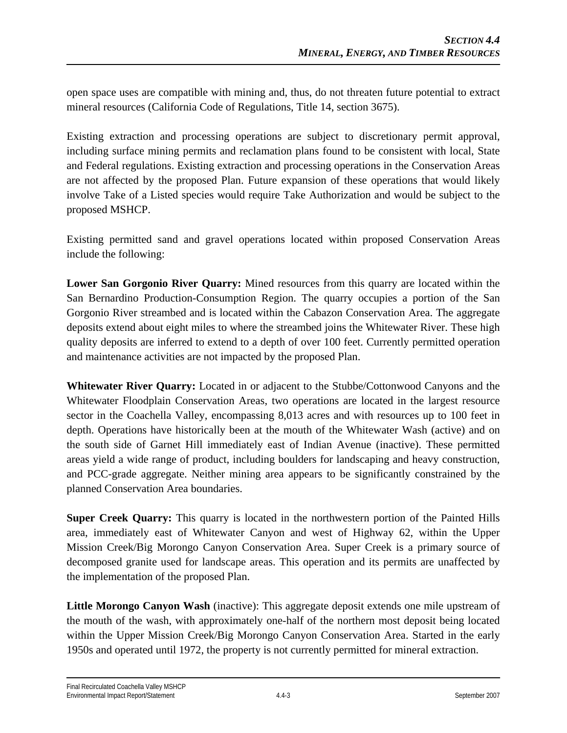open space uses are compatible with mining and, thus, do not threaten future potential to extract mineral resources (California Code of Regulations, Title 14, section 3675).

Existing extraction and processing operations are subject to discretionary permit approval, including surface mining permits and reclamation plans found to be consistent with local, State and Federal regulations. Existing extraction and processing operations in the Conservation Areas are not affected by the proposed Plan. Future expansion of these operations that would likely involve Take of a Listed species would require Take Authorization and would be subject to the proposed MSHCP.

Existing permitted sand and gravel operations located within proposed Conservation Areas include the following:

**Lower San Gorgonio River Quarry:** Mined resources from this quarry are located within the San Bernardino Production-Consumption Region. The quarry occupies a portion of the San Gorgonio River streambed and is located within the Cabazon Conservation Area. The aggregate deposits extend about eight miles to where the streambed joins the Whitewater River. These high quality deposits are inferred to extend to a depth of over 100 feet. Currently permitted operation and maintenance activities are not impacted by the proposed Plan.

**Whitewater River Quarry:** Located in or adjacent to the Stubbe/Cottonwood Canyons and the Whitewater Floodplain Conservation Areas, two operations are located in the largest resource sector in the Coachella Valley, encompassing 8,013 acres and with resources up to 100 feet in depth. Operations have historically been at the mouth of the Whitewater Wash (active) and on the south side of Garnet Hill immediately east of Indian Avenue (inactive). These permitted areas yield a wide range of product, including boulders for landscaping and heavy construction, and PCC-grade aggregate. Neither mining area appears to be significantly constrained by the planned Conservation Area boundaries.

**Super Creek Quarry:** This quarry is located in the northwestern portion of the Painted Hills area, immediately east of Whitewater Canyon and west of Highway 62, within the Upper Mission Creek/Big Morongo Canyon Conservation Area. Super Creek is a primary source of decomposed granite used for landscape areas. This operation and its permits are unaffected by the implementation of the proposed Plan.

**Little Morongo Canyon Wash** (inactive): This aggregate deposit extends one mile upstream of the mouth of the wash, with approximately one-half of the northern most deposit being located within the Upper Mission Creek/Big Morongo Canyon Conservation Area. Started in the early 1950s and operated until 1972, the property is not currently permitted for mineral extraction.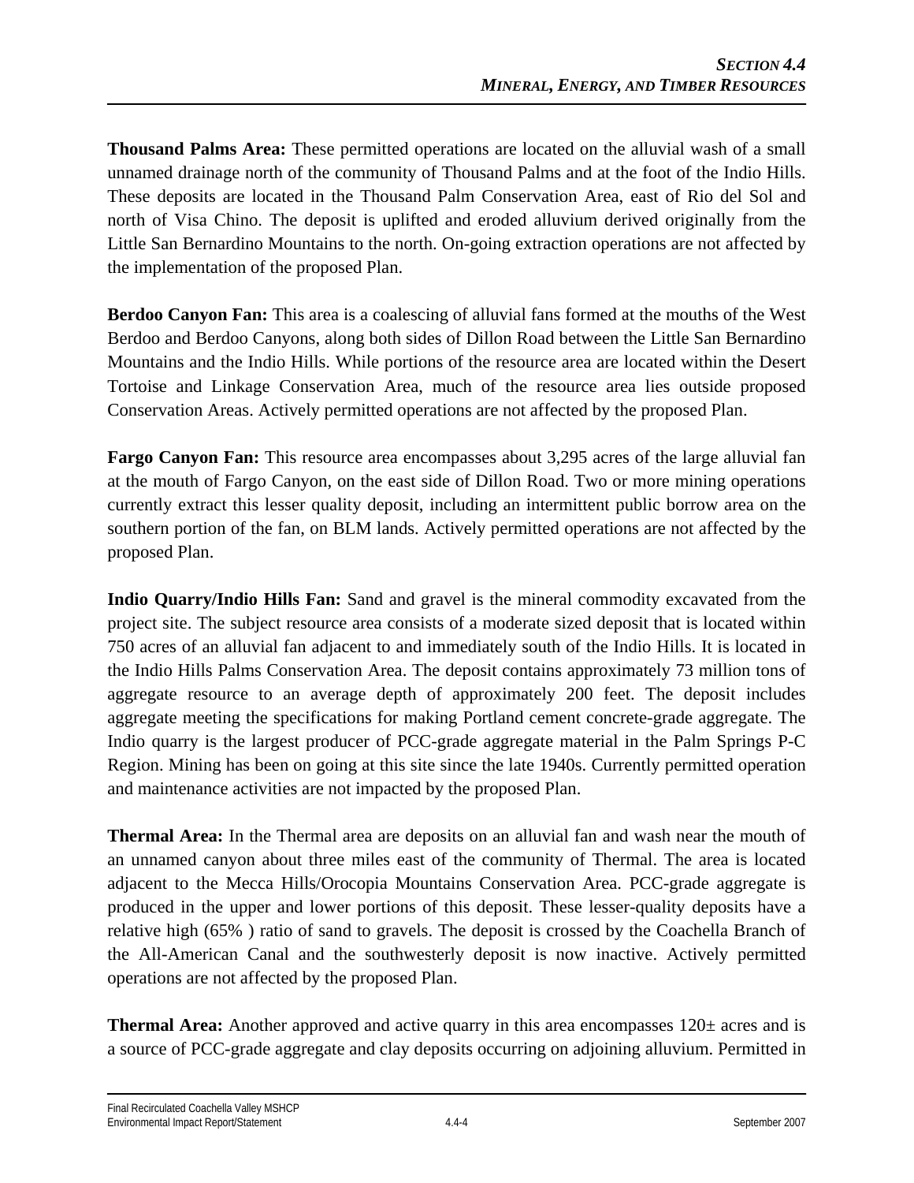**Thousand Palms Area:** These permitted operations are located on the alluvial wash of a small unnamed drainage north of the community of Thousand Palms and at the foot of the Indio Hills. These deposits are located in the Thousand Palm Conservation Area, east of Rio del Sol and north of Visa Chino. The deposit is uplifted and eroded alluvium derived originally from the Little San Bernardino Mountains to the north. On-going extraction operations are not affected by the implementation of the proposed Plan.

**Berdoo Canyon Fan:** This area is a coalescing of alluvial fans formed at the mouths of the West Berdoo and Berdoo Canyons, along both sides of Dillon Road between the Little San Bernardino Mountains and the Indio Hills. While portions of the resource area are located within the Desert Tortoise and Linkage Conservation Area, much of the resource area lies outside proposed Conservation Areas. Actively permitted operations are not affected by the proposed Plan.

**Fargo Canyon Fan:** This resource area encompasses about 3,295 acres of the large alluvial fan at the mouth of Fargo Canyon, on the east side of Dillon Road. Two or more mining operations currently extract this lesser quality deposit, including an intermittent public borrow area on the southern portion of the fan, on BLM lands. Actively permitted operations are not affected by the proposed Plan.

**Indio Quarry/Indio Hills Fan:** Sand and gravel is the mineral commodity excavated from the project site. The subject resource area consists of a moderate sized deposit that is located within 750 acres of an alluvial fan adjacent to and immediately south of the Indio Hills. It is located in the Indio Hills Palms Conservation Area. The deposit contains approximately 73 million tons of aggregate resource to an average depth of approximately 200 feet. The deposit includes aggregate meeting the specifications for making Portland cement concrete-grade aggregate. The Indio quarry is the largest producer of PCC-grade aggregate material in the Palm Springs P-C Region. Mining has been on going at this site since the late 1940s. Currently permitted operation and maintenance activities are not impacted by the proposed Plan.

**Thermal Area:** In the Thermal area are deposits on an alluvial fan and wash near the mouth of an unnamed canyon about three miles east of the community of Thermal. The area is located adjacent to the Mecca Hills/Orocopia Mountains Conservation Area. PCC-grade aggregate is produced in the upper and lower portions of this deposit. These lesser-quality deposits have a relative high (65% ) ratio of sand to gravels. The deposit is crossed by the Coachella Branch of the All-American Canal and the southwesterly deposit is now inactive. Actively permitted operations are not affected by the proposed Plan.

**Thermal Area:** Another approved and active quarry in this area encompasses 120± acres and is a source of PCC-grade aggregate and clay deposits occurring on adjoining alluvium. Permitted in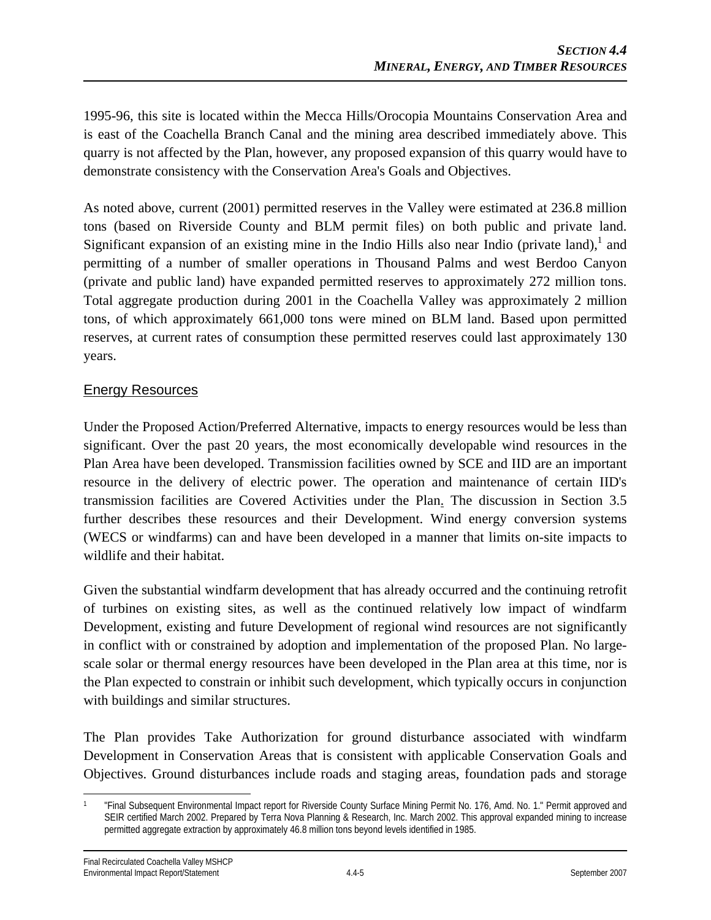1995-96, this site is located within the Mecca Hills/Orocopia Mountains Conservation Area and is east of the Coachella Branch Canal and the mining area described immediately above. This quarry is not affected by the Plan, however, any proposed expansion of this quarry would have to demonstrate consistency with the Conservation Area's Goals and Objectives.

As noted above, current (2001) permitted reserves in the Valley were estimated at 236.8 million tons (based on Riverside County and BLM permit files) on both public and private land. Significant expansion of an existing mine in the Indio Hills also near Indio (private land),[1] and permitting of a number of smaller operations in Thousand Palms and west Berdoo Canyon (private and public land) have expanded permitted reserves to approximately 272 million tons. Total aggregate production during 2001 in the Coachella Valley was approximately 2 million tons, of which approximately 661,000 tons were mined on BLM land. Based upon permitted reserves, at current rates of consumption these permitted reserves could last approximately 130 years.

## Energy Resources

Under the Proposed Action/Preferred Alternative, impacts to energy resources would be less than significant. Over the past 20 years, the most economically developable wind resources in the Plan Area have been developed. Transmission facilities owned by SCE and IID are an important resource in the delivery of electric power. The operation and maintenance of certain IID's transmission facilities are Covered Activities under the Plan. The discussion in Section 3.5 further describes these resources and their Development. Wind energy conversion systems (WECS or windfarms) can and have been developed in a manner that limits on-site impacts to wildlife and their habitat.

Given the substantial windfarm development that has already occurred and the continuing retrofit of turbines on existing sites, as well as the continued relatively low impact of windfarm Development, existing and future Development of regional wind resources are not significantly in conflict with or constrained by adoption and implementation of the proposed Plan. No large-scale solar or thermal energy resources have been developed in the Plan area at this time, nor is the Plan expected to constrain or inhibit such development, which typically occurs in conjunction with buildings and similar structures.

The Plan provides Take Authorization for ground disturbance associated with windfarm Development in Conservation Areas that is consistent with applicable Conservation Goals and Objectives. Ground disturbances include roads and staging areas, foundation pads and storage

---

[1] "Final Subsequent Environmental Impact report for Riverside County Surface Mining Permit No. 176, Amd. No. 1." Permit approved and SEIR certified March 2002. Prepared by Terra Nova Planning & Research, Inc. March 2002. This approval expanded mining to increase permitted aggregate extraction by approximately 46.8 million tons beyond levels identified in 1985.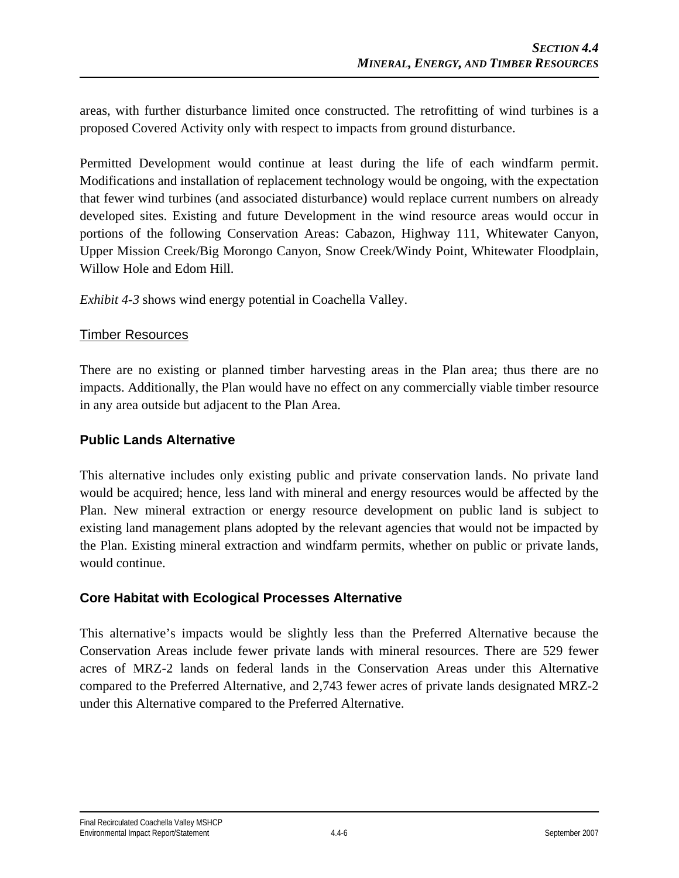areas, with further disturbance limited once constructed. The retrofitting of wind turbines is a proposed Covered Activity only with respect to impacts from ground disturbance.

Permitted Development would continue at least during the life of each windfarm permit. Modifications and installation of replacement technology would be ongoing, with the expectation that fewer wind turbines (and associated disturbance) would replace current numbers on already developed sites. Existing and future Development in the wind resource areas would occur in portions of the following Conservation Areas: Cabazon, Highway 111, Whitewater Canyon, Upper Mission Creek/Big Morongo Canyon, Snow Creek/Windy Point, Whitewater Floodplain, Willow Hole and Edom Hill.

*Exhibit 4-3* shows wind energy potential in Coachella Valley.

<u>Timber Resources</u>

There are no existing or planned timber harvesting areas in the Plan area; thus there are no impacts. Additionally, the Plan would have no effect on any commercially viable timber resource in any area outside but adjacent to the Plan Area.

### Public Lands Alternative

This alternative includes only existing public and private conservation lands. No private land would be acquired; hence, less land with mineral and energy resources would be affected by the Plan. New mineral extraction or energy resource development on public land is subject to existing land management plans adopted by the relevant agencies that would not be impacted by the Plan. Existing mineral extraction and windfarm permits, whether on public or private lands, would continue.

### Core Habitat with Ecological Processes Alternative

This alternative's impacts would be slightly less than the Preferred Alternative because the Conservation Areas include fewer private lands with mineral resources. There are 529 fewer acres of MRZ-2 lands on federal lands in the Conservation Areas under this Alternative compared to the Preferred Alternative, and 2,743 fewer acres of private lands designated MRZ-2 under this Alternative compared to the Preferred Alternative.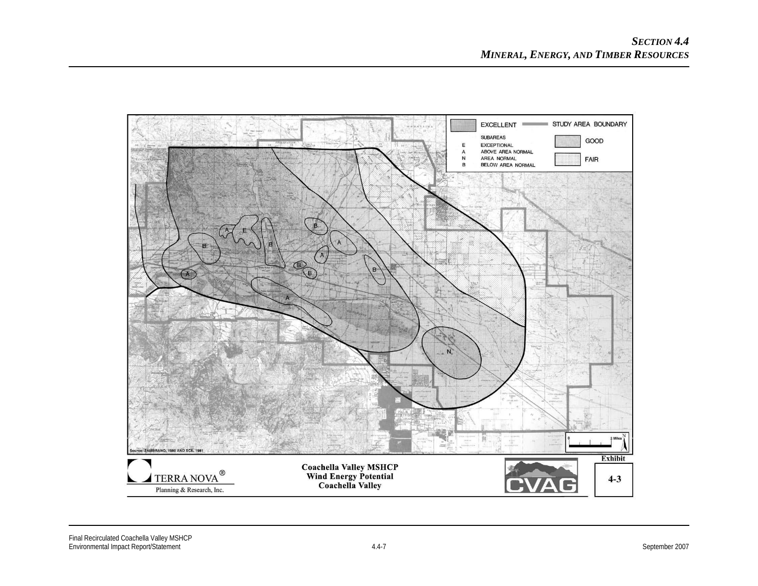EXCELLENT

STUDY AREA BOUNDARY

SUBAREAS

E EXCEPTIONAL

A ABOVE AREA NORMAL

N AREA NORMAL

B BELOW AREA NORMAL

GOOD

FAIR

Source: ZAMBRANO, 1980 AND SCE, 1981

0 2 Miles

TERRA NOVA®
Planning & Research, Inc.

**Coachella Valley MSHCP**
**Wind Energy Potential**
**Coachella Valley**

CVAG

**Exhibit**

**4-3**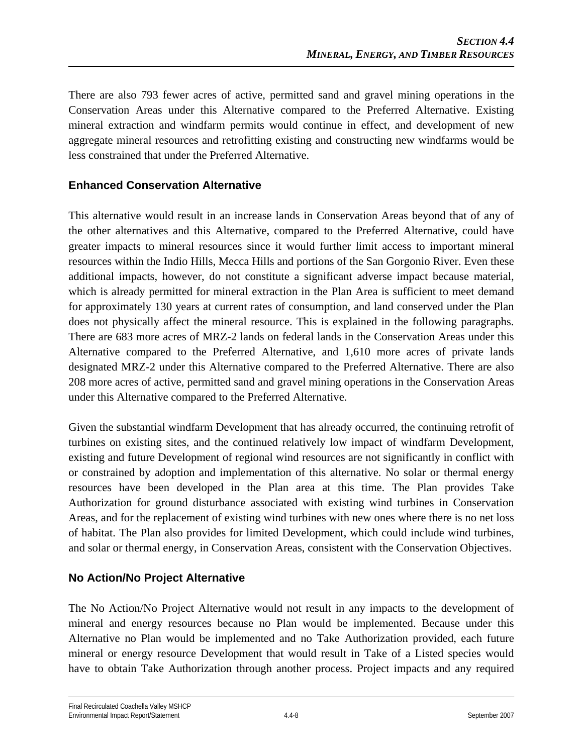There are also 793 fewer acres of active, permitted sand and gravel mining operations in the Conservation Areas under this Alternative compared to the Preferred Alternative. Existing mineral extraction and windfarm permits would continue in effect, and development of new aggregate mineral resources and retrofitting existing and constructing new windfarms would be less constrained that under the Preferred Alternative.

### Enhanced Conservation Alternative

This alternative would result in an increase lands in Conservation Areas beyond that of any of the other alternatives and this Alternative, compared to the Preferred Alternative, could have greater impacts to mineral resources since it would further limit access to important mineral resources within the Indio Hills, Mecca Hills and portions of the San Gorgonio River. Even these additional impacts, however, do not constitute a significant adverse impact because material, which is already permitted for mineral extraction in the Plan Area is sufficient to meet demand for approximately 130 years at current rates of consumption, and land conserved under the Plan does not physically affect the mineral resource. This is explained in the following paragraphs. There are 683 more acres of MRZ-2 lands on federal lands in the Conservation Areas under this Alternative compared to the Preferred Alternative, and 1,610 more acres of private lands designated MRZ-2 under this Alternative compared to the Preferred Alternative. There are also 208 more acres of active, permitted sand and gravel mining operations in the Conservation Areas under this Alternative compared to the Preferred Alternative.

Given the substantial windfarm Development that has already occurred, the continuing retrofit of turbines on existing sites, and the continued relatively low impact of windfarm Development, existing and future Development of regional wind resources are not significantly in conflict with or constrained by adoption and implementation of this alternative. No solar or thermal energy resources have been developed in the Plan area at this time. The Plan provides Take Authorization for ground disturbance associated with existing wind turbines in Conservation Areas, and for the replacement of existing wind turbines with new ones where there is no net loss of habitat. The Plan also provides for limited Development, which could include wind turbines, and solar or thermal energy, in Conservation Areas, consistent with the Conservation Objectives.

### No Action/No Project Alternative

The No Action/No Project Alternative would not result in any impacts to the development of mineral and energy resources because no Plan would be implemented. Because under this Alternative no Plan would be implemented and no Take Authorization provided, each future mineral or energy resource Development that would result in Take of a Listed species would have to obtain Take Authorization through another process. Project impacts and any required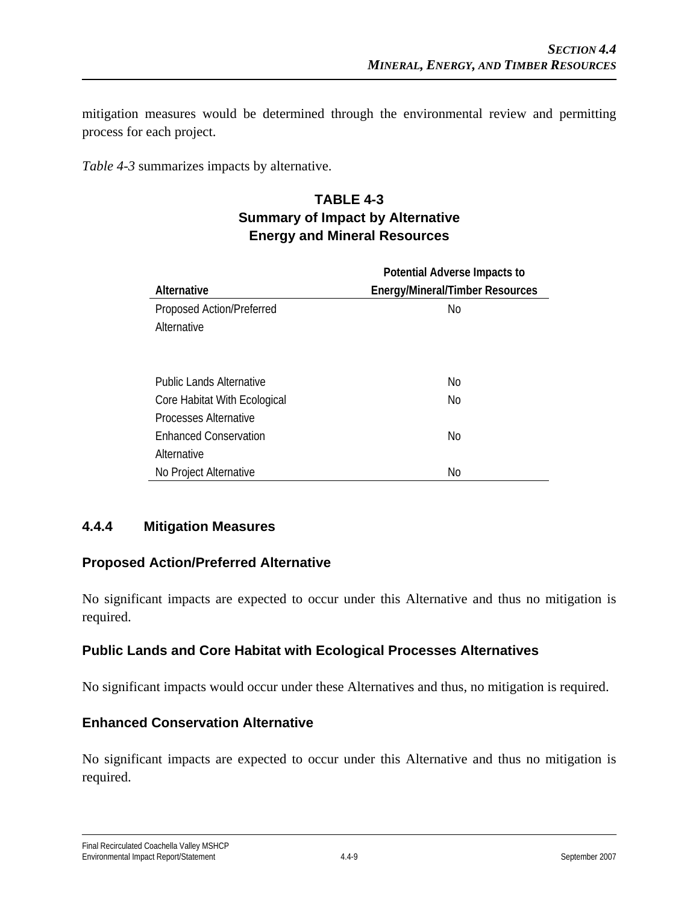mitigation measures would be determined through the environmental review and permitting process for each project.

*Table 4-3* summarizes impacts by alternative.

**TABLE 4-3**
**Summary of Impact by Alternative**
**Energy and Mineral Resources**

| Alternative | Potential Adverse Impacts to Energy/Mineral/Timber Resources |
|---|---|
| Proposed Action/Preferred Alternative | No |
| Public Lands Alternative | No |
| Core Habitat With Ecological Processes Alternative | No |
| Enhanced Conservation Alternative | No |
| No Project Alternative | No |

### 4.4.4 Mitigation Measures

#### Proposed Action/Preferred Alternative

No significant impacts are expected to occur under this Alternative and thus no mitigation is required.

#### Public Lands and Core Habitat with Ecological Processes Alternatives

No significant impacts would occur under these Alternatives and thus, no mitigation is required.

#### Enhanced Conservation Alternative

No significant impacts are expected to occur under this Alternative and thus no mitigation is required.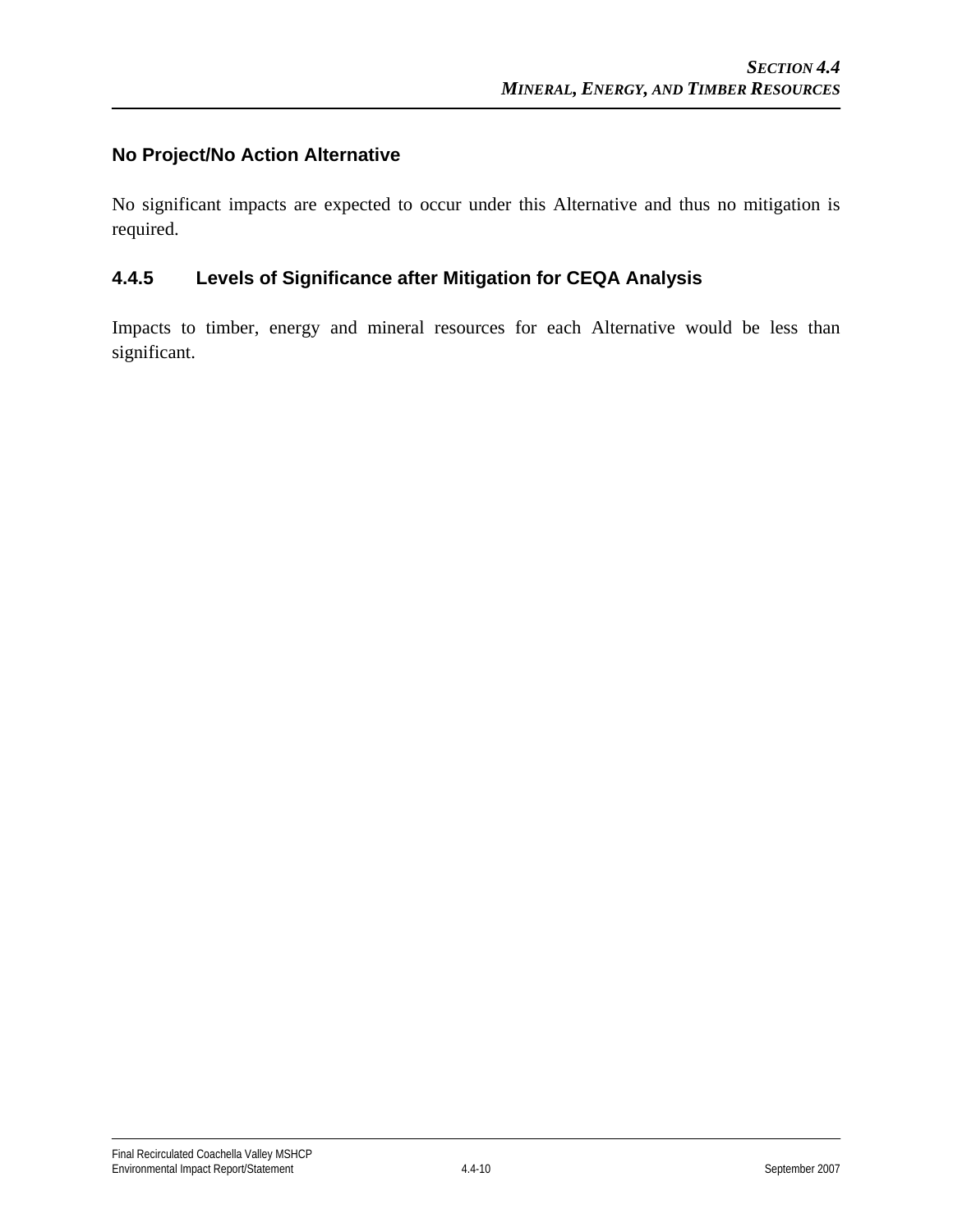### No Project/No Action Alternative

No significant impacts are expected to occur under this Alternative and thus no mitigation is required.

## 4.4.5 Levels of Significance after Mitigation for CEQA Analysis

Impacts to timber, energy and mineral resources for each Alternative would be less than significant.